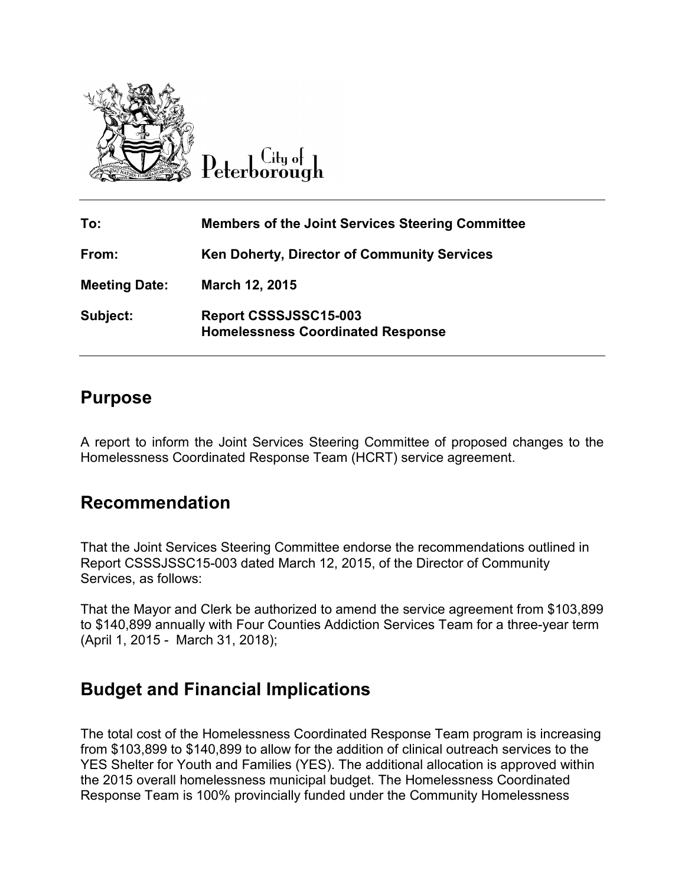City of Peterborough

| | |
|---|---|
| **To:** | **Members of the Joint Services Steering Committee** |
| **From:** | **Ken Doherty, Director of Community Services** |
| **Meeting Date:** | **March 12, 2015** |
| **Subject:** | **Report CSSSJSSC15-003 Homelessness Coordinated Response** |

## Purpose

A report to inform the Joint Services Steering Committee of proposed changes to the Homelessness Coordinated Response Team (HCRT) service agreement.

## Recommendation

That the Joint Services Steering Committee endorse the recommendations outlined in Report CSSSJSSC15-003 dated March 12, 2015, of the Director of Community Services, as follows:

That the Mayor and Clerk be authorized to amend the service agreement from $103,899 to $140,899 annually with Four Counties Addiction Services Team for a three-year term (April 1, 2015 - March 31, 2018);

## Budget and Financial Implications

The total cost of the Homelessness Coordinated Response Team program is increasing from $103,899 to $140,899 to allow for the addition of clinical outreach services to the YES Shelter for Youth and Families (YES). The additional allocation is approved within the 2015 overall homelessness municipal budget. The Homelessness Coordinated Response Team is 100% provincially funded under the Community Homelessness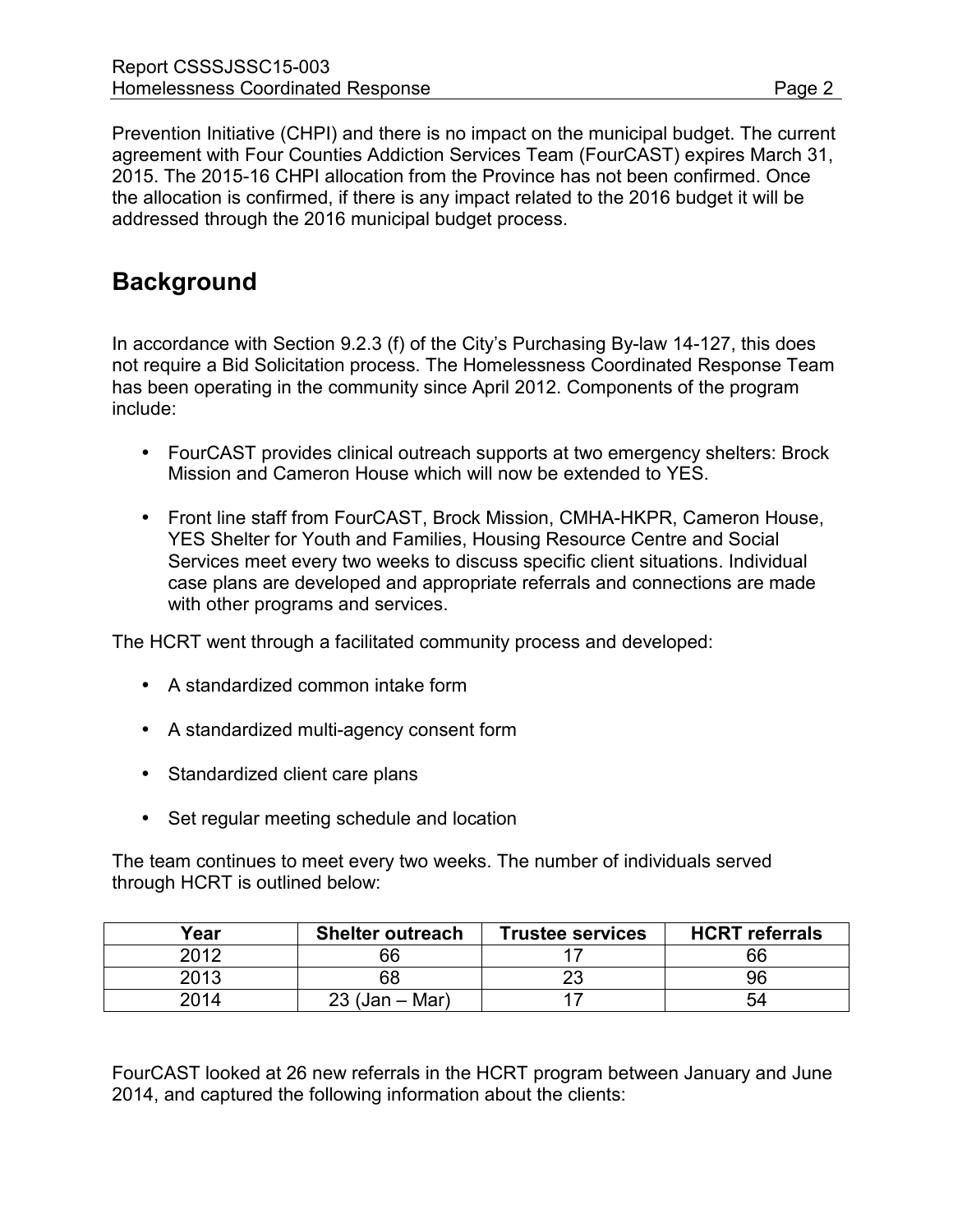Prevention Initiative (CHPI) and there is no impact on the municipal budget. The current agreement with Four Counties Addiction Services Team (FourCAST) expires March 31, 2015. The 2015-16 CHPI allocation from the Province has not been confirmed. Once the allocation is confirmed, if there is any impact related to the 2016 budget it will be addressed through the 2016 municipal budget process.

## Background

In accordance with Section 9.2.3 (f) of the City's Purchasing By-law 14-127, this does not require a Bid Solicitation process. The Homelessness Coordinated Response Team has been operating in the community since April 2012. Components of the program include:

- FourCAST provides clinical outreach supports at two emergency shelters: Brock Mission and Cameron House which will now be extended to YES.
- Front line staff from FourCAST, Brock Mission, CMHA-HKPR, Cameron House, YES Shelter for Youth and Families, Housing Resource Centre and Social Services meet every two weeks to discuss specific client situations. Individual case plans are developed and appropriate referrals and connections are made with other programs and services.

The HCRT went through a facilitated community process and developed:

- A standardized common intake form
- A standardized multi-agency consent form
- Standardized client care plans
- Set regular meeting schedule and location

The team continues to meet every two weeks. The number of individuals served through HCRT is outlined below:

| Year | Shelter outreach | Trustee services | HCRT referrals |
|---|---|---|---|
| 2012 | 66 | 17 | 66 |
| 2013 | 68 | 23 | 96 |
| 2014 | 23 (Jan – Mar) | 17 | 54 |

FourCAST looked at 26 new referrals in the HCRT program between January and June 2014, and captured the following information about the clients: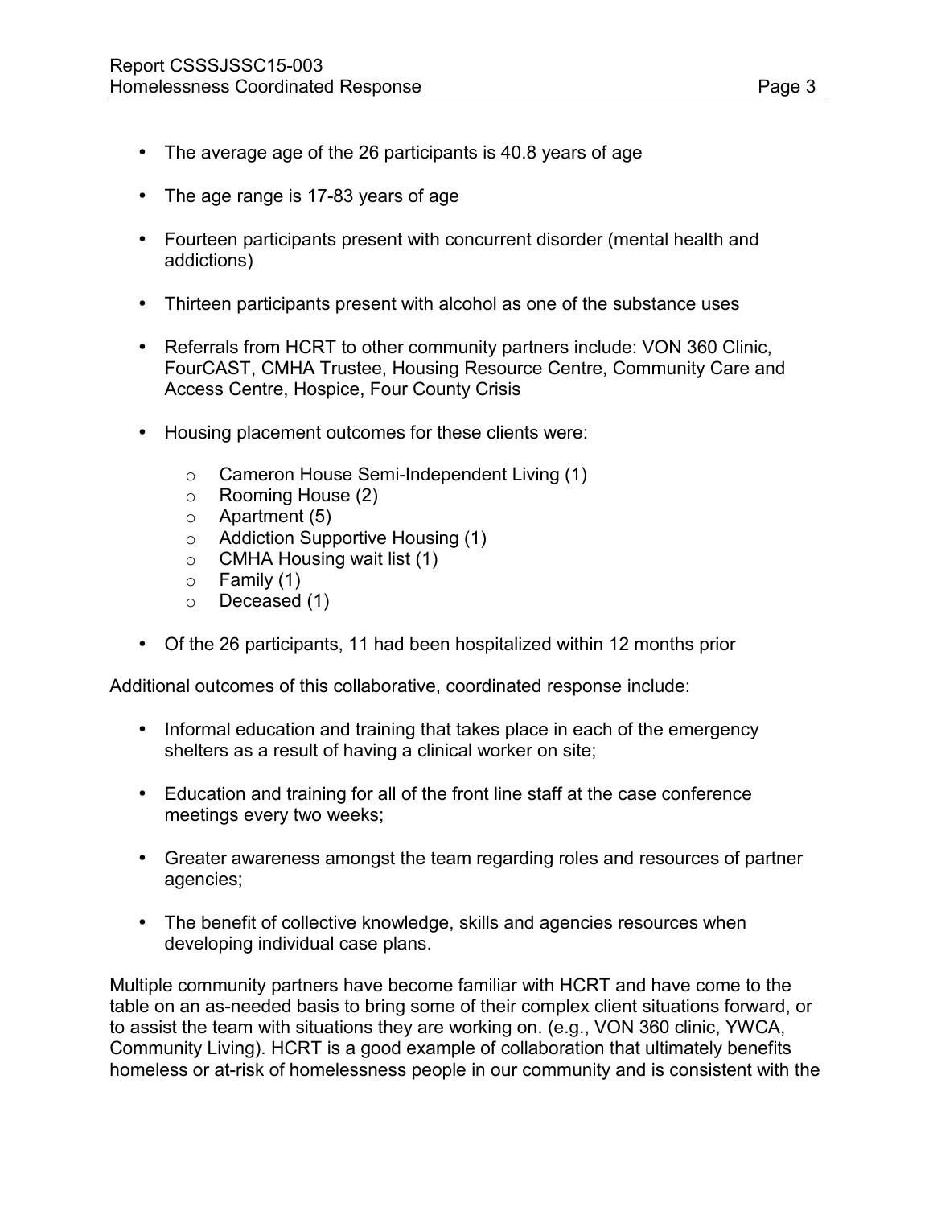- The average age of the 26 participants is 40.8 years of age
- The age range is 17-83 years of age
- Fourteen participants present with concurrent disorder (mental health and addictions)
- Thirteen participants present with alcohol as one of the substance uses
- Referrals from HCRT to other community partners include: VON 360 Clinic, FourCAST, CMHA Trustee, Housing Resource Centre, Community Care and Access Centre, Hospice, Four County Crisis
- Housing placement outcomes for these clients were:
  - Cameron House Semi-Independent Living (1)
  - Rooming House (2)
  - Apartment (5)
  - Addiction Supportive Housing (1)
  - CMHA Housing wait list (1)
  - Family (1)
  - Deceased (1)
- Of the 26 participants, 11 had been hospitalized within 12 months prior

Additional outcomes of this collaborative, coordinated response include:

- Informal education and training that takes place in each of the emergency shelters as a result of having a clinical worker on site;
- Education and training for all of the front line staff at the case conference meetings every two weeks;
- Greater awareness amongst the team regarding roles and resources of partner agencies;
- The benefit of collective knowledge, skills and agencies resources when developing individual case plans.

Multiple community partners have become familiar with HCRT and have come to the table on an as-needed basis to bring some of their complex client situations forward, or to assist the team with situations they are working on. (e.g., VON 360 clinic, YWCA, Community Living). HCRT is a good example of collaboration that ultimately benefits homeless or at-risk of homelessness people in our community and is consistent with the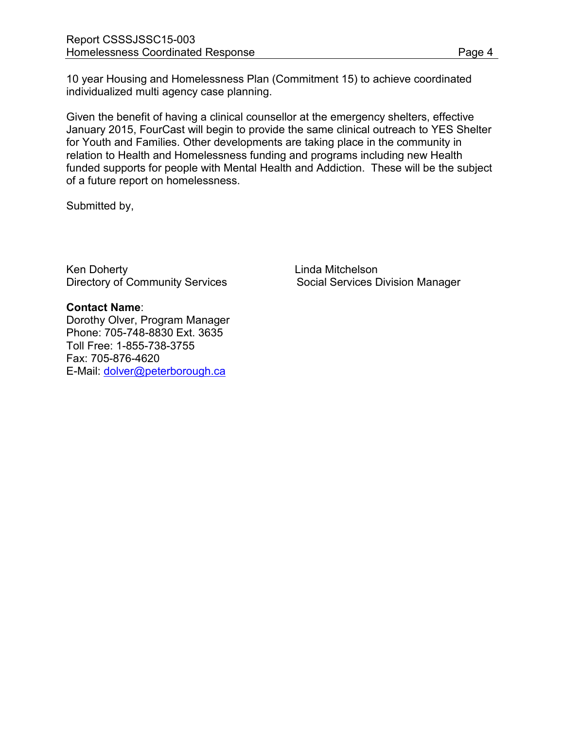10 year Housing and Homelessness Plan (Commitment 15) to achieve coordinated individualized multi agency case planning.

Given the benefit of having a clinical counsellor at the emergency shelters, effective January 2015, FourCast will begin to provide the same clinical outreach to YES Shelter for Youth and Families. Other developments are taking place in the community in relation to Health and Homelessness funding and programs including new Health funded supports for people with Mental Health and Addiction. These will be the subject of a future report on homelessness.

Submitted by,

Ken Doherty
Directory of Community Services

Linda Mitchelson
Social Services Division Manager

**Contact Name**:
Dorothy Olver, Program Manager
Phone: 705-748-8830 Ext. 3635
Toll Free: 1-855-738-3755
Fax: 705-876-4620
E-Mail: dolver@peterborough.ca